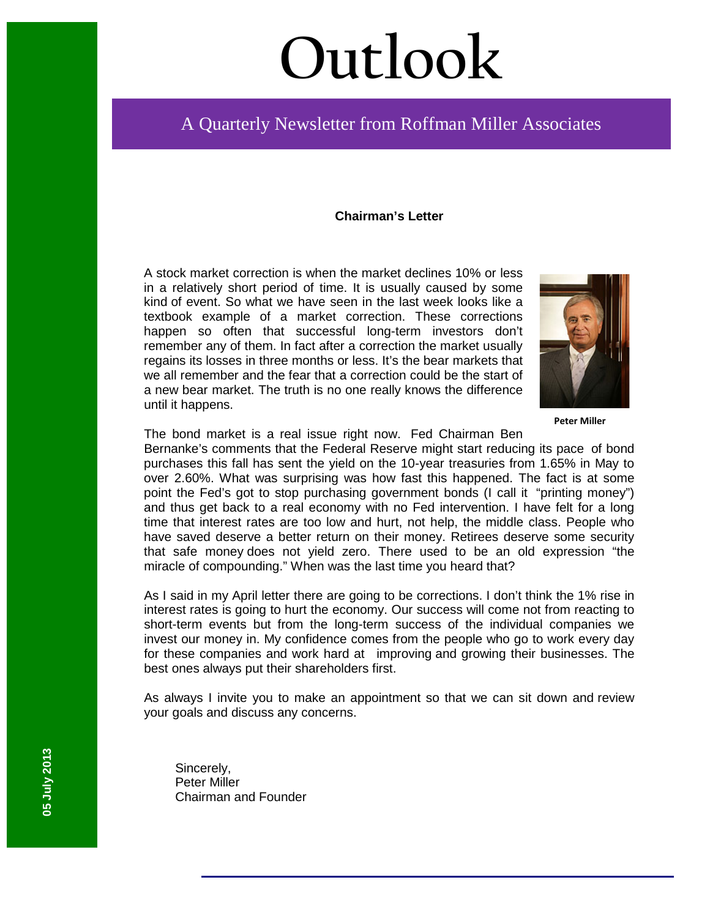# Outlook

## A Quarterly Newsletter from Roffman Miller Associates

05 July 2013

### Chairman's Letter

A stock market correction is when the market declines 10% or less in a relatively short period of time. It is usually caused by some kind of event. So what we have seen in the last week looks like a textbook example of a market correction. These corrections happen so often that successful long-term investors don't remember any of them. In fact after a correction the market usually regains its losses in three months or less. It's the bear markets that we all remember and the fear that a correction could be the start of a new bear market. The truth is no one really knows the difference until it happens.

**Peter Miller**

The bond market is a real issue right now. Fed Chairman Ben Bernanke's comments that the Federal Reserve might start reducing its pace of bond purchases this fall has sent the yield on the 10-year treasuries from 1.65% in May to over 2.60%. What was surprising was how fast this happened. The fact is at some point the Fed's got to stop purchasing government bonds (I call it "printing money") and thus get back to a real economy with no Fed intervention. I have felt for a long time that interest rates are too low and hurt, not help, the middle class. People who have saved deserve a better return on their money. Retirees deserve some security that safe money does not yield zero. There used to be an old expression "the miracle of compounding." When was the last time you heard that?

As I said in my April letter there are going to be corrections. I don't think the 1% rise in interest rates is going to hurt the economy. Our success will come not from reacting to short-term events but from the long-term success of the individual companies we invest our money in. My confidence comes from the people who go to work every day for these companies and work hard at improving and growing their businesses. The best ones always put their shareholders first.

As always I invite you to make an appointment so that we can sit down and review your goals and discuss any concerns.

Sincerely,
Peter Miller
Chairman and Founder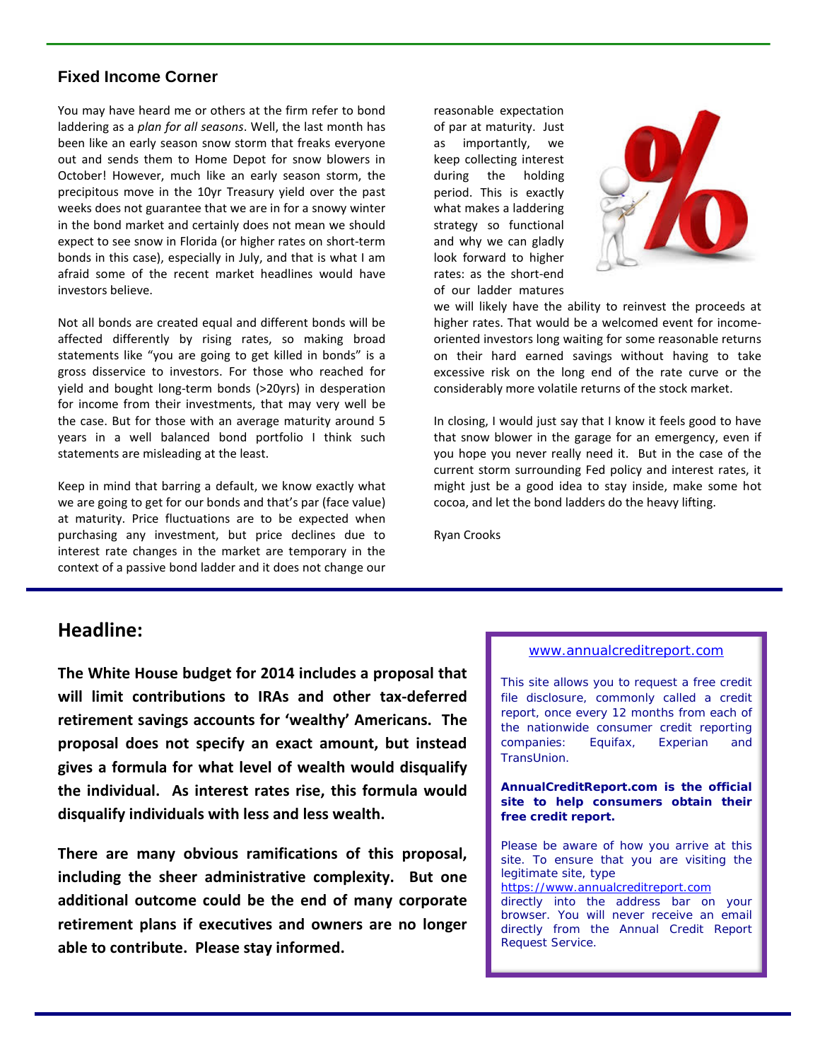## Fixed Income Corner

You may have heard me or others at the firm refer to bond laddering as a *plan for all seasons*. Well, the last month has been like an early season snow storm that freaks everyone out and sends them to Home Depot for snow blowers in October! However, much like an early season storm, the precipitous move in the 10yr Treasury yield over the past weeks does not guarantee that we are in for a snowy winter in the bond market and certainly does not mean we should expect to see snow in Florida (or higher rates on short-term bonds in this case), especially in July, and that is what I am afraid some of the recent market headlines would have investors believe.

Not all bonds are created equal and different bonds will be affected differently by rising rates, so making broad statements like "you are going to get killed in bonds" is a gross disservice to investors. For those who reached for yield and bought long-term bonds (>20yrs) in desperation for income from their investments, that may very well be the case. But for those with an average maturity around 5 years in a well balanced bond portfolio I think such statements are misleading at the least.

Keep in mind that barring a default, we know exactly what we are going to get for our bonds and that's par (face value) at maturity. Price fluctuations are to be expected when purchasing any investment, but price declines due to interest rate changes in the market are temporary in the context of a passive bond ladder and it does not change our reasonable expectation of par at maturity. Just as importantly, we keep collecting interest during the holding period. This is exactly what makes a laddering strategy so functional and why we can gladly look forward to higher rates: as the short-end of our ladder matures we will likely have the ability to reinvest the proceeds at higher rates. That would be a welcomed event for income-oriented investors long waiting for some reasonable returns on their hard earned savings without having to take excessive risk on the long end of the rate curve or the considerably more volatile returns of the stock market.

In closing, I would just say that I know it feels good to have that snow blower in the garage for an emergency, even if you hope you never really need it. But in the case of the current storm surrounding Fed policy and interest rates, it might just be a good idea to stay inside, make some hot cocoa, and let the bond ladders do the heavy lifting.

Ryan Crooks

## Headline:

**The White House budget for 2014 includes a proposal that will limit contributions to IRAs and other tax-deferred retirement savings accounts for 'wealthy' Americans. The proposal does not specify an exact amount, but instead gives a formula for what level of wealth would disqualify the individual. As interest rates rise, this formula would disqualify individuals with less and less wealth.**

**There are many obvious ramifications of this proposal, including the sheer administrative complexity. But one additional outcome could be the end of many corporate retirement plans if executives and owners are no longer able to contribute. Please stay informed.**

www.annualcreditreport.com

This site allows you to request a free credit file disclosure, commonly called a credit report, once every 12 months from each of the nationwide consumer credit reporting companies: Equifax, Experian and TransUnion.

**AnnualCreditReport.com is the official site to help consumers obtain their free credit report.**

Please be aware of how you arrive at this site. To ensure that you are visiting the legitimate site, type https://www.annualcreditreport.com directly into the address bar on your browser. You will never receive an email directly from the Annual Credit Report Request Service.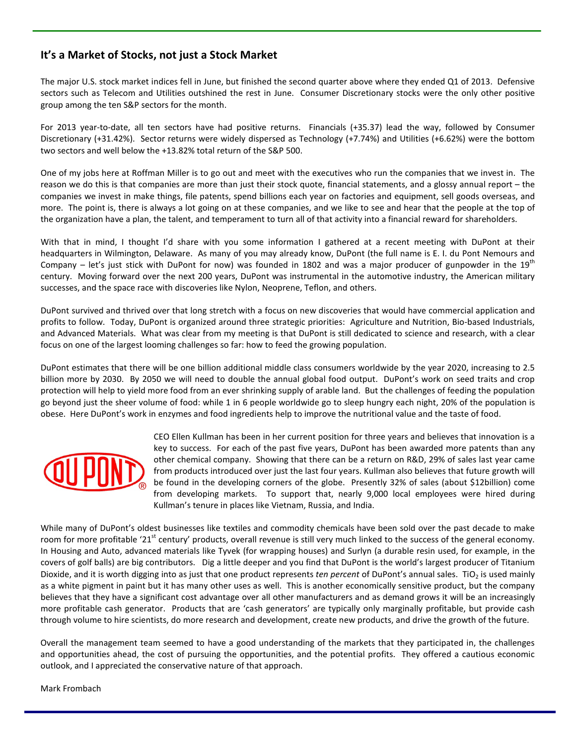## It's a Market of Stocks, not just a Stock Market

The major U.S. stock market indices fell in June, but finished the second quarter above where they ended Q1 of 2013. Defensive sectors such as Telecom and Utilities outshined the rest in June. Consumer Discretionary stocks were the only other positive group among the ten S&P sectors for the month.

For 2013 year-to-date, all ten sectors have had positive returns. Financials (+35.37) lead the way, followed by Consumer Discretionary (+31.42%). Sector returns were widely dispersed as Technology (+7.74%) and Utilities (+6.62%) were the bottom two sectors and well below the +13.82% total return of the S&P 500.

One of my jobs here at Roffman Miller is to go out and meet with the executives who run the companies that we invest in. The reason we do this is that companies are more than just their stock quote, financial statements, and a glossy annual report – the companies we invest in make things, file patents, spend billions each year on factories and equipment, sell goods overseas, and more. The point is, there is always a lot going on at these companies, and we like to see and hear that the people at the top of the organization have a plan, the talent, and temperament to turn all of that activity into a financial reward for shareholders.

With that in mind, I thought I'd share with you some information I gathered at a recent meeting with DuPont at their headquarters in Wilmington, Delaware. As many of you may already know, DuPont (the full name is E. I. du Pont Nemours and Company – let's just stick with DuPont for now) was founded in 1802 and was a major producer of gunpowder in the 19th century. Moving forward over the next 200 years, DuPont was instrumental in the automotive industry, the American military successes, and the space race with discoveries like Nylon, Neoprene, Teflon, and others.

DuPont survived and thrived over that long stretch with a focus on new discoveries that would have commercial application and profits to follow. Today, DuPont is organized around three strategic priorities: Agriculture and Nutrition, Bio-based Industrials, and Advanced Materials. What was clear from my meeting is that DuPont is still dedicated to science and research, with a clear focus on one of the largest looming challenges so far: how to feed the growing population.

DuPont estimates that there will be one billion additional middle class consumers worldwide by the year 2020, increasing to 2.5 billion more by 2030. By 2050 we will need to double the annual global food output. DuPont's work on seed traits and crop protection will help to yield more food from an ever shrinking supply of arable land. But the challenges of feeding the population go beyond just the sheer volume of food: while 1 in 6 people worldwide go to sleep hungry each night, 20% of the population is obese. Here DuPont's work in enzymes and food ingredients help to improve the nutritional value and the taste of food.

CEO Ellen Kullman has been in her current position for three years and believes that innovation is a key to success. For each of the past five years, DuPont has been awarded more patents than any other chemical company. Showing that there can be a return on R&D, 29% of sales last year came from products introduced over just the last four years. Kullman also believes that future growth will be found in the developing corners of the globe. Presently 32% of sales (about $12billion) come from developing markets. To support that, nearly 9,000 local employees were hired during Kullman's tenure in places like Vietnam, Russia, and India.

While many of DuPont's oldest businesses like textiles and commodity chemicals have been sold over the past decade to make room for more profitable '21st century' products, overall revenue is still very much linked to the success of the general economy. In Housing and Auto, advanced materials like Tyvek (for wrapping houses) and Surlyn (a durable resin used, for example, in the covers of golf balls) are big contributors. Dig a little deeper and you find that DuPont is the world's largest producer of Titanium Dioxide, and it is worth digging into as just that one product represents *ten percent* of DuPont's annual sales. $TiO_2$ is used mainly as a white pigment in paint but it has many other uses as well. This is another economically sensitive product, but the company believes that they have a significant cost advantage over all other manufacturers and as demand grows it will be an increasingly more profitable cash generator. Products that are 'cash generators' are typically only marginally profitable, but provide cash through volume to hire scientists, do more research and development, create new products, and drive the growth of the future.

Overall the management team seemed to have a good understanding of the markets that they participated in, the challenges and opportunities ahead, the cost of pursuing the opportunities, and the potential profits. They offered a cautious economic outlook, and I appreciated the conservative nature of that approach.

Mark Frombach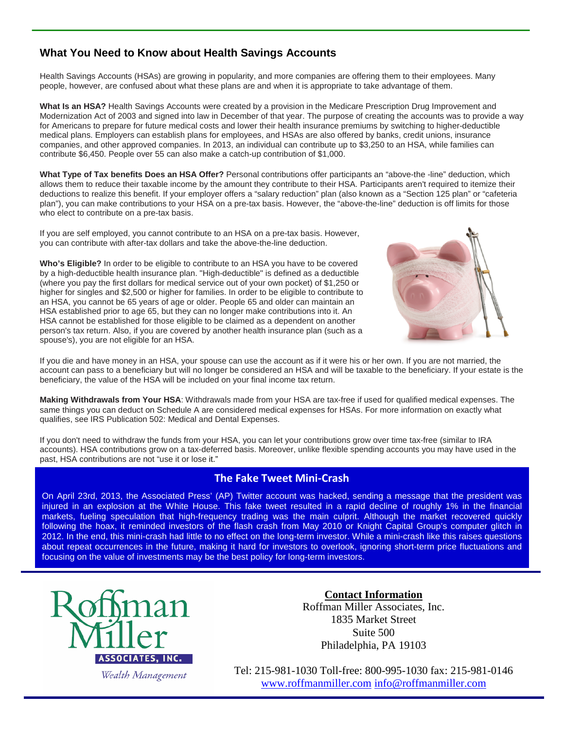## What You Need to Know about Health Savings Accounts

Health Savings Accounts (HSAs) are growing in popularity, and more companies are offering them to their employees. Many people, however, are confused about what these plans are and when it is appropriate to take advantage of them.

**What Is an HSA?** Health Savings Accounts were created by a provision in the Medicare Prescription Drug Improvement and Modernization Act of 2003 and signed into law in December of that year. The purpose of creating the accounts was to provide a way for Americans to prepare for future medical costs and lower their health insurance premiums by switching to higher-deductible medical plans. Employers can establish plans for employees, and HSAs are also offered by banks, credit unions, insurance companies, and other approved companies. In 2013, an individual can contribute up to $3,250 to an HSA, while families can contribute $6,450. People over 55 can also make a catch-up contribution of $1,000.

**What Type of Tax benefits Does an HSA Offer?** Personal contributions offer participants an "above-the -line" deduction, which allows them to reduce their taxable income by the amount they contribute to their HSA. Participants aren't required to itemize their deductions to realize this benefit. If your employer offers a "salary reduction" plan (also known as a "Section 125 plan" or "cafeteria plan"), you can make contributions to your HSA on a pre-tax basis. However, the "above-the-line" deduction is off limits for those who elect to contribute on a pre-tax basis.

If you are self employed, you cannot contribute to an HSA on a pre-tax basis. However, you can contribute with after-tax dollars and take the above-the-line deduction.

**Who's Eligible?** In order to be eligible to contribute to an HSA you have to be covered by a high-deductible health insurance plan. "High-deductible" is defined as a deductible (where you pay the first dollars for medical service out of your own pocket) of $1,250 or higher for singles and $2,500 or higher for families. In order to be eligible to contribute to an HSA, you cannot be 65 years of age or older. People 65 and older can maintain an HSA established prior to age 65, but they can no longer make contributions into it. An HSA cannot be established for those eligible to be claimed as a dependent on another person's tax return. Also, if you are covered by another health insurance plan (such as a spouse's), you are not eligible for an HSA.

If you die and have money in an HSA, your spouse can use the account as if it were his or her own. If you are not married, the account can pass to a beneficiary but will no longer be considered an HSA and will be taxable to the beneficiary. If your estate is the beneficiary, the value of the HSA will be included on your final income tax return.

**Making Withdrawals from Your HSA**: Withdrawals made from your HSA are tax-free if used for qualified medical expenses. The same things you can deduct on Schedule A are considered medical expenses for HSAs. For more information on exactly what qualifies, see IRS Publication 502: Medical and Dental Expenses.

If you don't need to withdraw the funds from your HSA, you can let your contributions grow over time tax-free (similar to IRA accounts). HSA contributions grow on a tax-deferred basis. Moreover, unlike flexible spending accounts you may have used in the past, HSA contributions are not "use it or lose it."

### The Fake Tweet Mini-Crash

On April 23rd, 2013, the Associated Press' (AP) Twitter account was hacked, sending a message that the president was injured in an explosion at the White House. This fake tweet resulted in a rapid decline of roughly 1% in the financial markets, fueling speculation that high-frequency trading was the main culprit. Although the market recovered quickly following the hoax, it reminded investors of the flash crash from May 2010 or Knight Capital Group's computer glitch in 2012. In the end, this mini-crash had little to no effect on the long-term investor. While a mini-crash like this raises questions about repeat occurrences in the future, making it hard for investors to overlook, ignoring short-term price fluctuations and focusing on the value of investments may be the best policy for long-term investors.

Roffman Miller Associates, Inc.
*Wealth Management*

**Contact Information**

Roffman Miller Associates, Inc.
1835 Market Street
Suite 500
Philadelphia, PA 19103

Tel: 215-981-1030 Toll-free: 800-995-1030 fax: 215-981-0146
www.roffmanmiller.com info@roffmanmiller.com